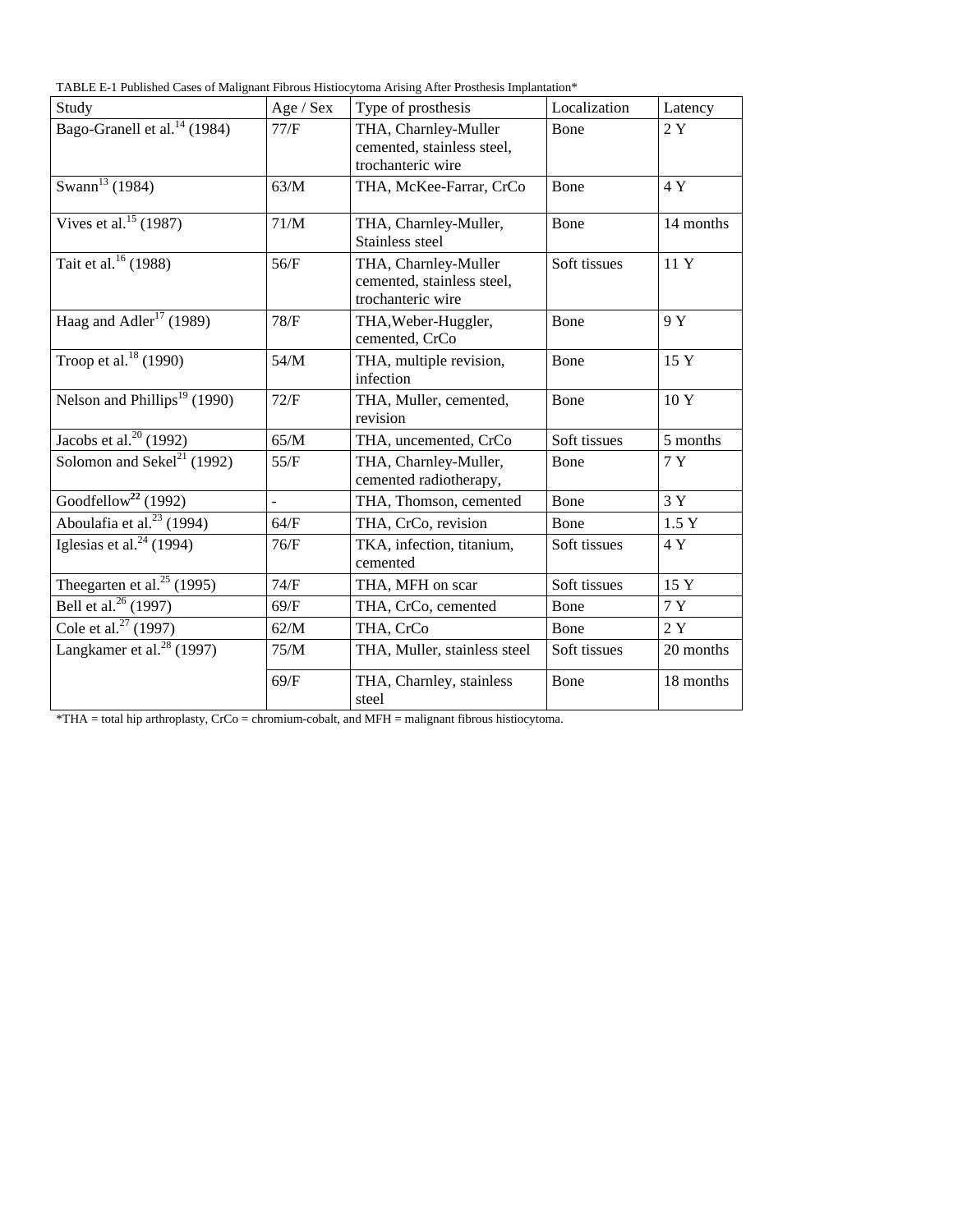TABLE E-1 Published Cases of Malignant Fibrous Histiocytoma Arising After Prosthesis Implantation*

| Study | Age / Sex | Type of prosthesis | Localization | Latency |
|---|---|---|---|---|
| Bago-Granell et al.[14] (1984) | 77/F | THA, Charnley-Muller cemented, stainless steel, trochanteric wire | Bone | 2 Y |
| Swann[13] (1984) | 63/M | THA, McKee-Farrar, CrCo | Bone | 4 Y |
| Vives et al.[15] (1987) | 71/M | THA, Charnley-Muller, Stainless steel | Bone | 14 months |
| Tait et al.[16] (1988) | 56/F | THA, Charnley-Muller cemented, stainless steel, trochanteric wire | Soft tissues | 11 Y |
| Haag and Adler[17] (1989) | 78/F | THA,Weber-Huggler, cemented, CrCo | Bone | 9 Y |
| Troop et al.[18] (1990) | 54/M | THA, multiple revision, infection | Bone | 15 Y |
| Nelson and Phillips[19] (1990) | 72/F | THA, Muller, cemented, revision | Bone | 10 Y |
| Jacobs et al.[20] (1992) | 65/M | THA, uncemented, CrCo | Soft tissues | 5 months |
| Solomon and Sekel[21] (1992) | 55/F | THA, Charnley-Muller, cemented radiotherapy, | Bone | 7 Y |
| Goodfellow[22] (1992) | - | THA, Thomson, cemented | Bone | 3 Y |
| Aboulafia et al.[23] (1994) | 64/F | THA, CrCo, revision | Bone | 1.5 Y |
| Iglesias et al.[24] (1994) | 76/F | TKA, infection, titanium, cemented | Soft tissues | 4 Y |
| Theegarten et al.[25] (1995) | 74/F | THA, MFH on scar | Soft tissues | 15 Y |
| Bell et al.[26] (1997) | 69/F | THA, CrCo, cemented | Bone | 7 Y |
| Cole et al.[27] (1997) | 62/M | THA, CrCo | Bone | 2 Y |
| Langkamer et al.[28] (1997) | 75/M | THA, Muller, stainless steel | Soft tissues | 20 months |
| | 69/F | THA, Charnley, stainless steel | Bone | 18 months |

*THA = total hip arthroplasty, CrCo = chromium-cobalt, and MFH = malignant fibrous histiocytoma.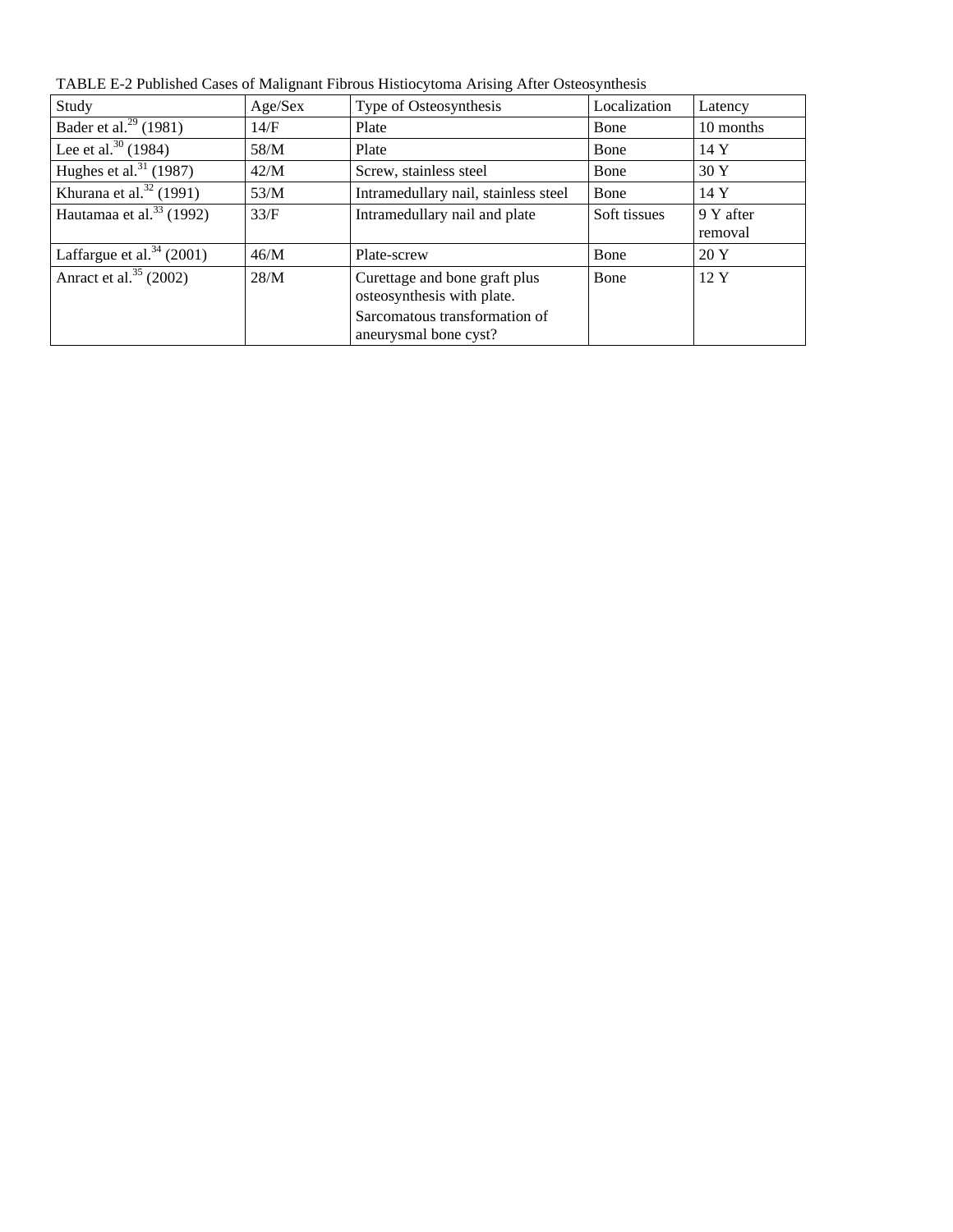TABLE E-2 Published Cases of Malignant Fibrous Histiocytoma Arising After Osteosynthesis

| Study | Age/Sex | Type of Osteosynthesis | Localization | Latency |
|---|---|---|---|---|
| Bader et al.[29] (1981) | 14/F | Plate | Bone | 10 months |
| Lee et al.[30] (1984) | 58/M | Plate | Bone | 14 Y |
| Hughes et al.[31] (1987) | 42/M | Screw, stainless steel | Bone | 30 Y |
| Khurana et al.[32] (1991) | 53/M | Intramedullary nail, stainless steel | Bone | 14 Y |
| Hautamaa et al.[33] (1992) | 33/F | Intramedullary nail and plate | Soft tissues | 9 Y after removal |
| Laffargue et al.[34] (2001) | 46/M | Plate-screw | Bone | 20 Y |
| Anract et al.[35] (2002) | 28/M | Curettage and bone graft plus osteosynthesis with plate. Sarcomatous transformation of aneurysmal bone cyst? | Bone | 12 Y |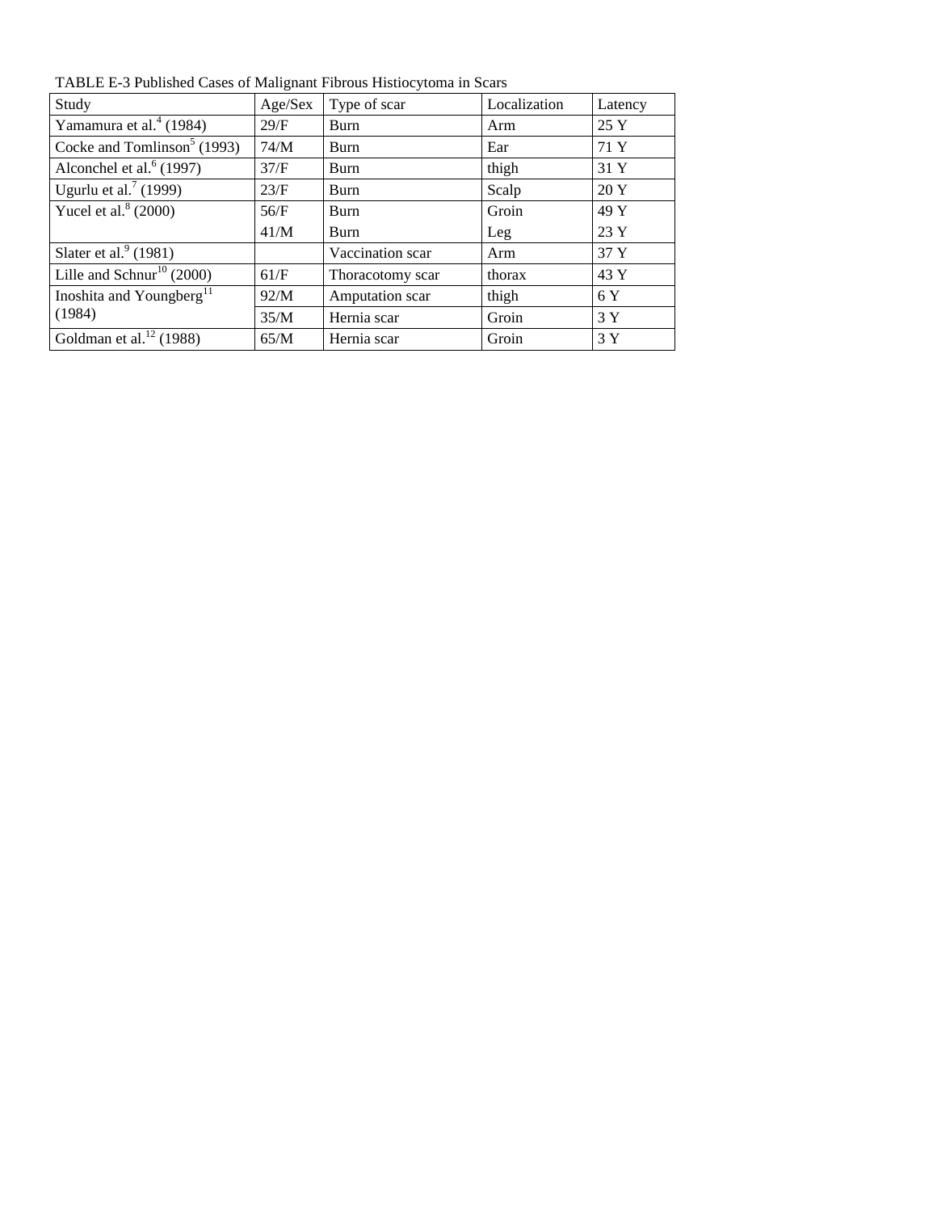TABLE E-3 Published Cases of Malignant Fibrous Histiocytoma in Scars

| Study | Age/Sex | Type of scar | Localization | Latency |
|---|---|---|---|---|
| Yamamura et al.[4] (1984) | 29/F | Burn | Arm | 25 Y |
| Cocke and Tomlinson[5] (1993) | 74/M | Burn | Ear | 71 Y |
| Alconchel et al.[6] (1997) | 37/F | Burn | thigh | 31 Y |
| Ugurlu et al.[7] (1999) | 23/F | Burn | Scalp | 20 Y |
| Yucel et al.[8] (2000) | 56/F | Burn | Groin | 49 Y |
| | 41/M | Burn | Leg | 23 Y |
| Slater et al.[9] (1981) | | Vaccination scar | Arm | 37 Y |
| Lille and Schnur[10] (2000) | 61/F | Thoracotomy scar | thorax | 43 Y |
| Inoshita and Youngberg[11] (1984) | 92/M | Amputation scar | thigh | 6 Y |
| | 35/M | Hernia scar | Groin | 3 Y |
| Goldman et al.[12] (1988) | 65/M | Hernia scar | Groin | 3 Y |